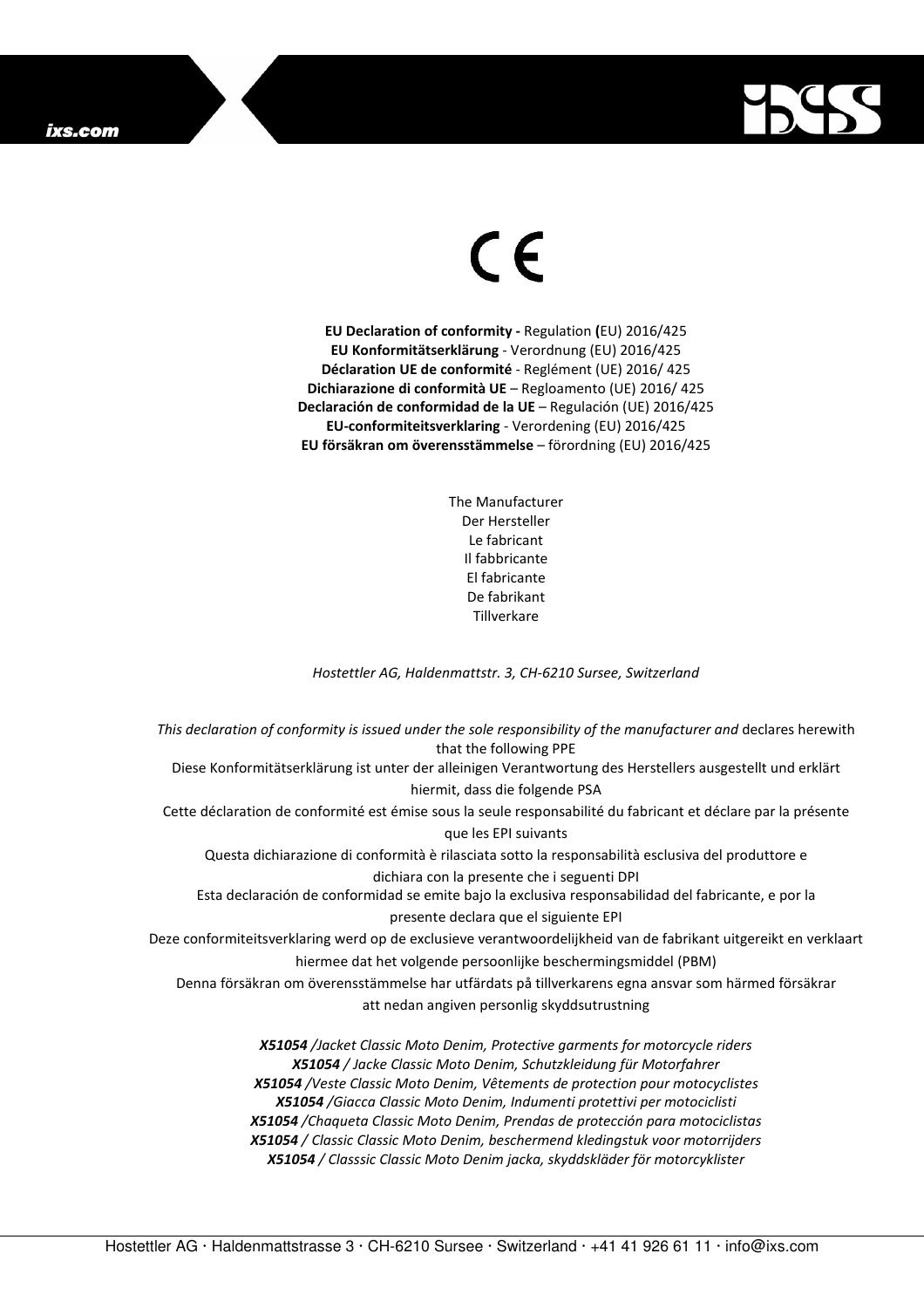ixs.com

CE

**EU Declaration of conformity -** Regulation **(**EU) 2016/425
**EU Konformitätserklärung** - Verordnung (EU) 2016/425
**Déclaration UE de conformité** - Reglément (UE) 2016/ 425
**Dichiarazione di conformità UE** – Regloamento (UE) 2016/ 425
**Declaración de conformidad de la UE** – Regulación (UE) 2016/425
**EU-conformiteitsverklaring** - Verordening (EU) 2016/425
**EU försäkran om överensstämmelse** – förordning (EU) 2016/425

The Manufacturer
Der Hersteller
Le fabricant
Il fabbricante
El fabricante
De fabrikant
Tillverkare

*Hostettler AG, Haldenmattstr. 3, CH-6210 Sursee, Switzerland*

*This declaration of conformity is issued under the sole responsibility of the manufacturer and* declares herewith that the following PPE
Diese Konformitätserklärung ist unter der alleinigen Verantwortung des Herstellers ausgestellt und erklärt hiermit, dass die folgende PSA
Cette déclaration de conformité est émise sous la seule responsabilité du fabricant et déclare par la présente que les EPI suivants
Questa dichiarazione di conformità è rilasciata sotto la responsabilità esclusiva del produttore e dichiara con la presente che i seguenti DPI
Esta declaración de conformidad se emite bajo la exclusiva responsabilidad del fabricante, e por la presente declara que el siguiente EPI
Deze conformiteitsverklaring werd op de exclusieve verantwoordelijkheid van de fabrikant uitgereikt en verklaart hiermee dat het volgende persoonlijke beschermingsmiddel (PBM)
Denna försäkran om överensstämmelse har utfärdats på tillverkarens egna ansvar som härmed försäkrar att nedan angiven personlig skyddsutrustning

***X51054** /Jacket Classic Moto Denim, Protective garments for motorcycle riders*
***X51054** / Jacke Classic Moto Denim, Schutzkleidung für Motorfahrer*
***X51054** /Veste Classic Moto Denim, Vêtements de protection pour motocyclistes*
***X51054** /Giacca Classic Moto Denim, Indumenti protettivi per motociclisti*
***X51054** /Chaqueta Classic Moto Denim, Prendas de protección para motociclistas*
***X51054** / Classic Classic Moto Denim, beschermend kledingstuk voor motorrijders*
***X51054** / Classsic Classic Moto Denim jacka, skyddskläder för motorcyklister*

Hostettler AG · Haldenmattstrasse 3 · CH-6210 Sursee · Switzerland · +41 41 926 61 11 · info@ixs.com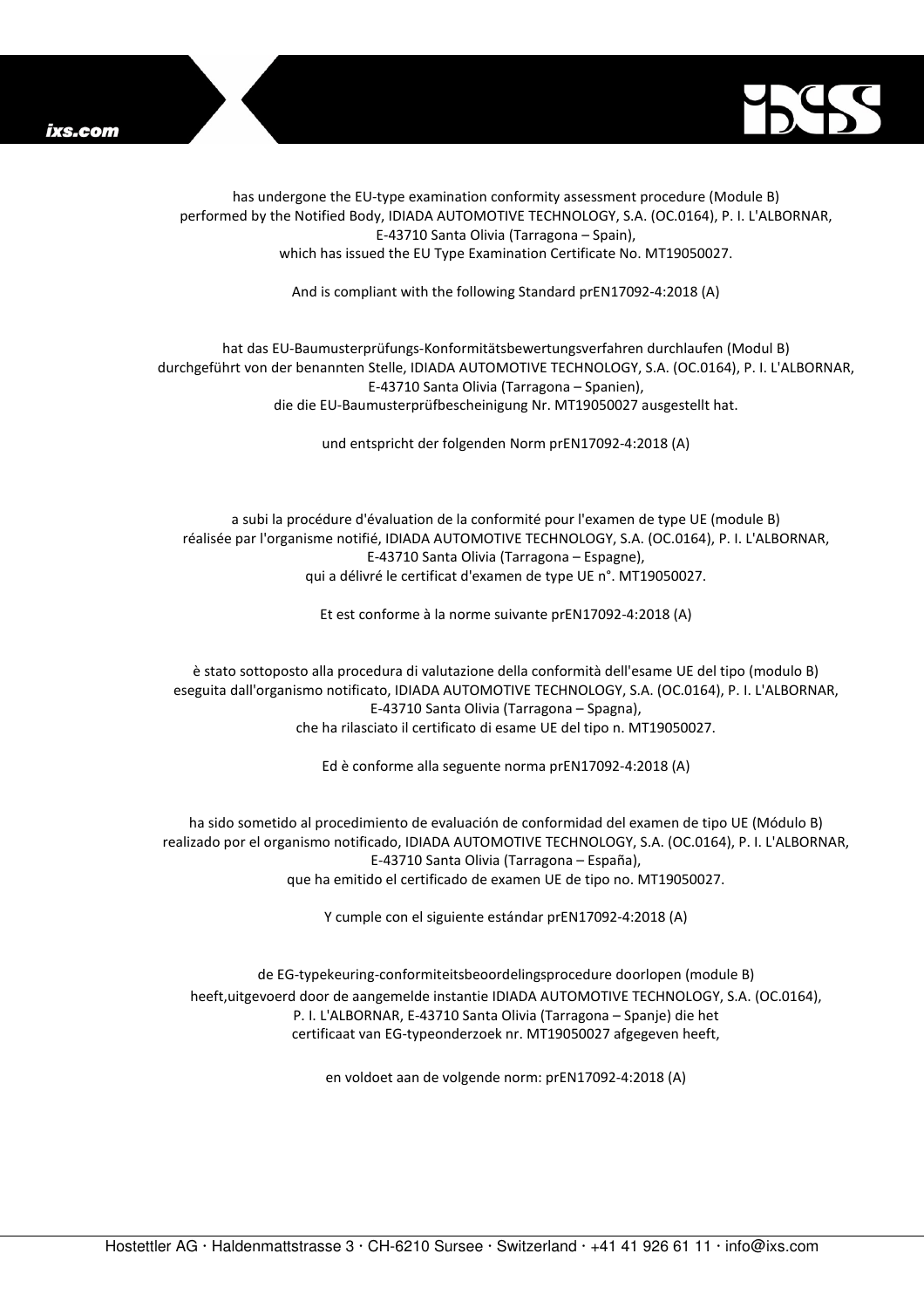has undergone the EU-type examination conformity assessment procedure (Module B)
performed by the Notified Body, IDIADA AUTOMOTIVE TECHNOLOGY, S.A. (OC.0164), P. I. L'ALBORNAR,
E-43710 Santa Olivia (Tarragona – Spain),
which has issued the EU Type Examination Certificate No. MT19050027.

And is compliant with the following Standard prEN17092-4:2018 (A)

hat das EU-Baumusterprüfungs-Konformitätsbewertungsverfahren durchlaufen (Modul B)
durchgeführt von der benannten Stelle, IDIADA AUTOMOTIVE TECHNOLOGY, S.A. (OC.0164), P. I. L'ALBORNAR,
E-43710 Santa Olivia (Tarragona – Spanien),
die die EU-Baumusterprüfbescheinigung Nr. MT19050027 ausgestellt hat.

und entspricht der folgenden Norm prEN17092-4:2018 (A)

a subi la procédure d'évaluation de la conformité pour l'examen de type UE (module B)
réalisée par l'organisme notifié, IDIADA AUTOMOTIVE TECHNOLOGY, S.A. (OC.0164), P. I. L'ALBORNAR,
E-43710 Santa Olivia (Tarragona – Espagne),
qui a délivré le certificat d'examen de type UE n°. MT19050027.

Et est conforme à la norme suivante prEN17092-4:2018 (A)

è stato sottoposto alla procedura di valutazione della conformità dell'esame UE del tipo (modulo B)
eseguita dall'organismo notificato, IDIADA AUTOMOTIVE TECHNOLOGY, S.A. (OC.0164), P. I. L'ALBORNAR,
E-43710 Santa Olivia (Tarragona – Spagna),
che ha rilasciato il certificato di esame UE del tipo n. MT19050027.

Ed è conforme alla seguente norma prEN17092-4:2018 (A)

ha sido sometido al procedimiento de evaluación de conformidad del examen de tipo UE (Módulo B)
realizado por el organismo notificado, IDIADA AUTOMOTIVE TECHNOLOGY, S.A. (OC.0164), P. I. L'ALBORNAR,
E-43710 Santa Olivia (Tarragona – España),
que ha emitido el certificado de examen UE de tipo no. MT19050027.

Y cumple con el siguiente estándar prEN17092-4:2018 (A)

de EG-typekeuring-conformiteitsbeoordelingsprocedure doorlopen (module B)
heeft,uitgevoerd door de aangemelde instantie IDIADA AUTOMOTIVE TECHNOLOGY, S.A. (OC.0164),
P. I. L'ALBORNAR, E-43710 Santa Olivia (Tarragona – Spanje) die het
certificaat van EG-typeonderzoek nr. MT19050027 afgegeven heeft,

en voldoet aan de volgende norm: prEN17092-4:2018 (A)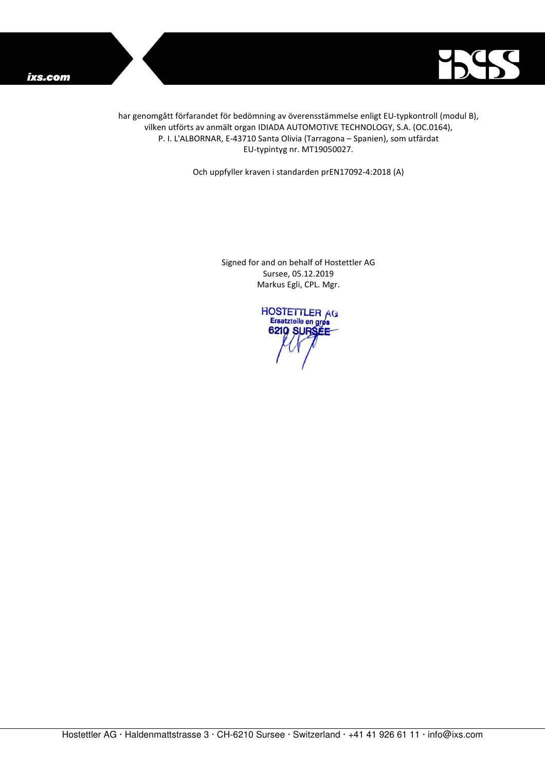har genomgått förfarandet för bedömning av överensstämmelse enligt EU-typkontroll (modul B), vilken utförts av anmält organ IDIADA AUTOMOTIVE TECHNOLOGY, S.A. (OC.0164), P. I. L'ALBORNAR, E-43710 Santa Olivia (Tarragona – Spanien), som utfärdat EU-typintyg nr. MT19050027.

Och uppfyller kraven i standarden prEN17092-4:2018 (A)

Signed for and on behalf of Hostettler AG
Sursee, 05.12.2019
Markus Egli, CPL. Mgr.

HOSTETTLER AG
Ersatzteile en gros
6210 SURSEE